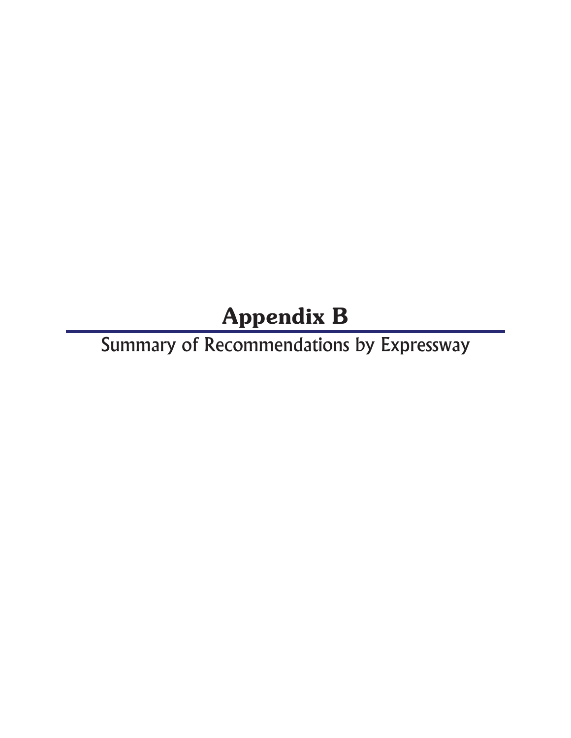# Appendix B

## Summary of Recommendations by Expressway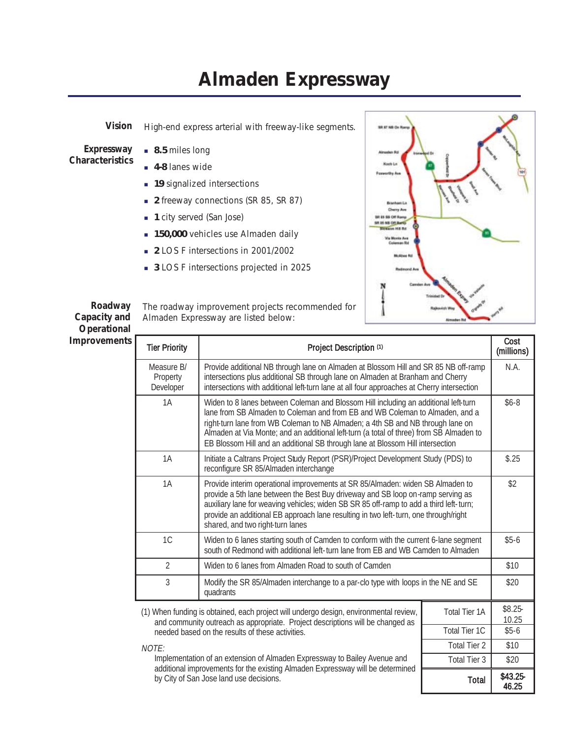# Almaden Expressway

**Vision**

High-end express arterial with freeway-like segments.

**Expressway Characteristics**

- **8.5** miles long
- **4-8** lanes wide
- **19** signalized intersections
- **2** freeway connections (SR 85, SR 87)
- **1** city served (San Jose)
- **150,000** vehicles use Almaden daily
- **2** LOS F intersections in 2001/2002
- **3** LOS F intersections projected in 2025

**Roadway Capacity and Operational Improvements**

The roadway improvement projects recommended for Almaden Expressway are listed below:

| Tier Priority | Project Description (1) | Cost (millions) |
|---|---|---|
| Measure B/ Property Developer | Provide additional NB through lane on Almaden at Blossom Hill and SR 85 NB off-ramp intersections plus additional SB through lane on Almaden at Branham and Cherry intersections with additional left-turn lane at all four approaches at Cherry intersection | N.A. |
| 1A | Widen to 8 lanes between Coleman and Blossom Hill including an additional left-turn lane from SB Almaden to Coleman and from EB and WB Coleman to Almaden, and a right-turn lane from WB Coleman to NB Almaden; a 4th SB and NB through lane on Almaden at Via Monte; and an additional left-turn (a total of three) from SB Almaden to EB Blossom Hill and an additional SB through lane at Blossom Hill intersection | $6-8 |
| 1A | Initiate a Caltrans Project Study Report (PSR)/Project Development Study (PDS) to reconfigure SR 85/Almaden interchange | $.25 |
| 1A | Provide interim operational improvements at SR 85/Almaden: widen SB Almaden to provide a 5th lane between the Best Buy driveway and SB loop on-ramp serving as auxiliary lane for weaving vehicles; widen SB SR 85 off-ramp to add a third left-turn; provide an additional EB approach lane resulting in two left-turn, one through/right shared, and two right-turn lanes | $2 |
| 1C | Widen to 6 lanes starting south of Camden to conform with the current 6-lane segment south of Redmond with additional left-turn lane from EB and WB Camden to Almaden | $5-6 |
| 2 | Widen to 6 lanes from Almaden Road to south of Camden | $10 |
| 3 | Modify the SR 85/Almaden interchange to a par-clo type with loops in the NE and SE quadrants | $20 |

| | |
|---|---|
| Total Tier 1A | $8.25-10.25 |
| Total Tier 1C | $5-6 |
| Total Tier 2 | $10 |
| Total Tier 3 | $20 |
| **Total** | **$43.25-46.25** |

(1) When funding is obtained, each project will undergo design, environmental review, and community outreach as appropriate. Project descriptions will be changed as needed based on the results of these activities.

*NOTE:*

Implementation of an extension of Almaden Expressway to Bailey Avenue and additional improvements for the existing Almaden Expressway will be determined by City of San Jose land use decisions.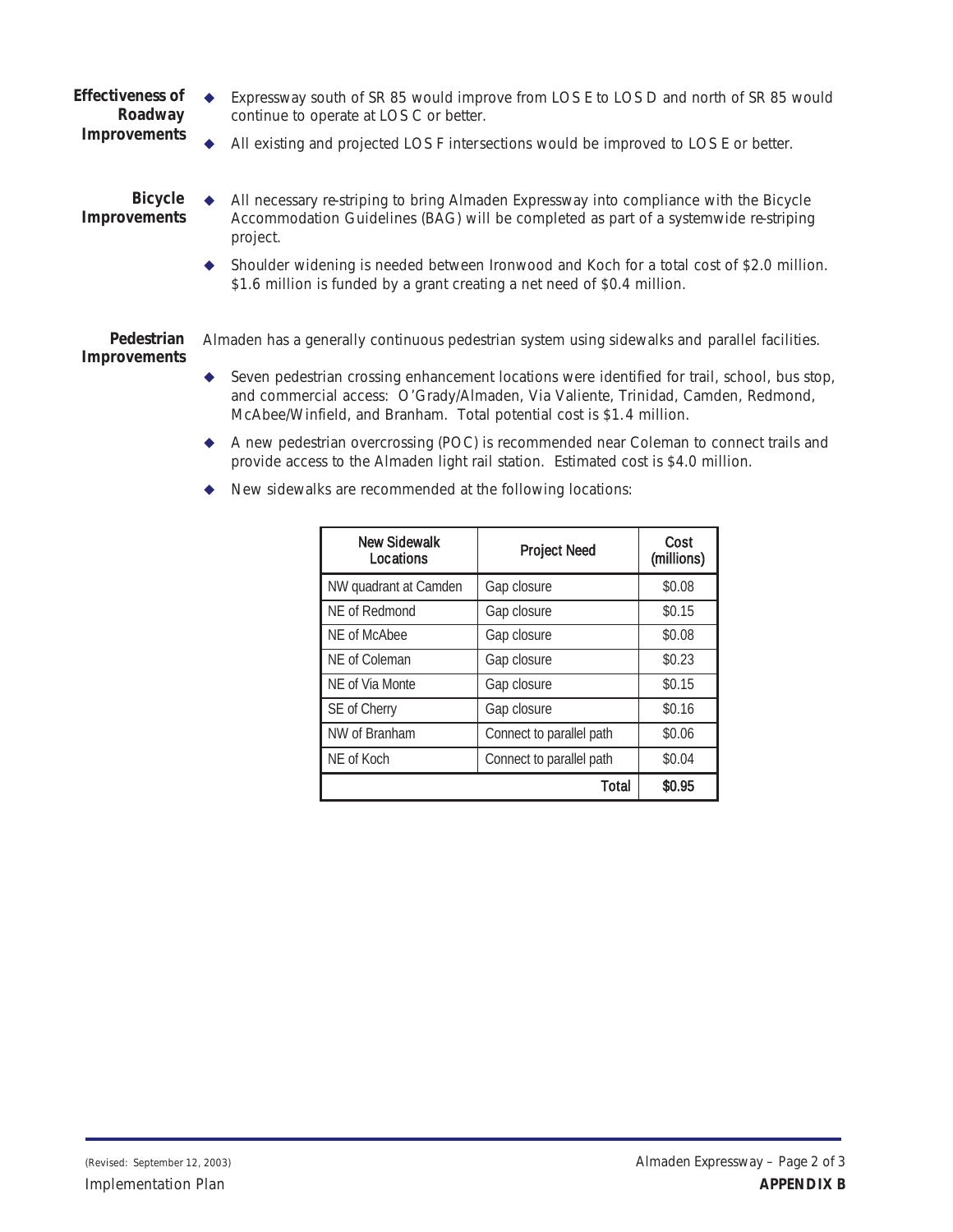**Effectiveness of Roadway Improvements**

- Expressway south of SR 85 would improve from LOS E to LOS D and north of SR 85 would continue to operate at LOS C or better.
- All existing and projected LOS F intersections would be improved to LOS E or better.

**Bicycle Improvements**

- All necessary re-striping to bring Almaden Expressway into compliance with the Bicycle Accommodation Guidelines (BAG) will be completed as part of a systemwide re-striping project.
- Shoulder widening is needed between Ironwood and Koch for a total cost of $2.0 million. $1.6 million is funded by a grant creating a net need of $0.4 million.

**Pedestrian Improvements**

Almaden has a generally continuous pedestrian system using sidewalks and parallel facilities.

- Seven pedestrian crossing enhancement locations were identified for trail, school, bus stop, and commercial access: O'Grady/Almaden, Via Valiente, Trinidad, Camden, Redmond, McAbee/Winfield, and Branham. Total potential cost is $1.4 million.
- A new pedestrian overcrossing (POC) is recommended near Coleman to connect trails and provide access to the Almaden light rail station. Estimated cost is $4.0 million.
- New sidewalks are recommended at the following locations:

| New Sidewalk Locations | Project Need | Cost (millions) |
|---|---|---|
| NW quadrant at Camden | Gap closure | $0.08 |
| NE of Redmond | Gap closure | $0.15 |
| NE of McAbee | Gap closure | $0.08 |
| NE of Coleman | Gap closure | $0.23 |
| NE of Via Monte | Gap closure | $0.15 |
| SE of Cherry | Gap closure | $0.16 |
| NW of Branham | Connect to parallel path | $0.06 |
| NE of Koch | Connect to parallel path | $0.04 |
| | **Total** | **$0.95** |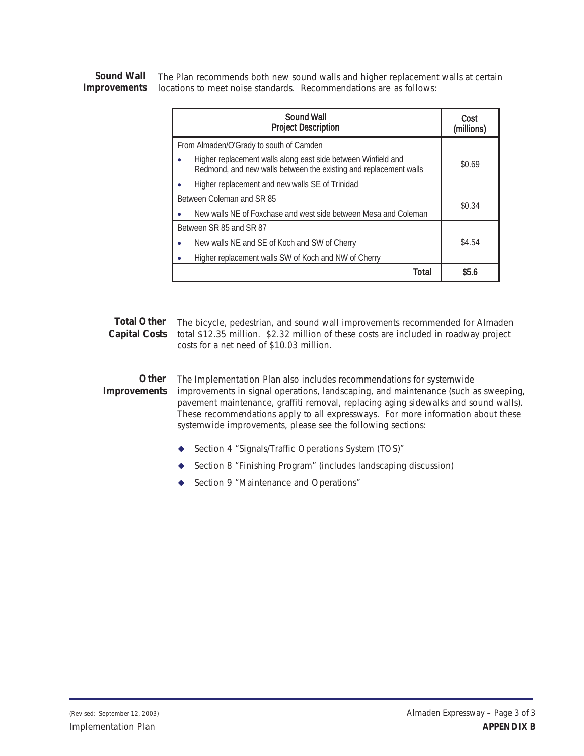**Sound Wall Improvements**

The Plan recommends both new sound walls and higher replacement walls at certain locations to meet noise standards. Recommendations are as follows:

| Sound Wall Project Description | Cost (millions) |
|---|---|
| From Almaden/O'Grady to south of Camden<br>• Higher replacement walls along east side between Winfield and Redmond, and new walls between the existing and replacement walls<br>• Higher replacement and new walls SE of Trinidad | $0.69 |
| Between Coleman and SR 85<br>• New walls NE of Foxchase and west side between Mesa and Coleman | $0.34 |
| Between SR 85 and SR 87<br>• New walls NE and SE of Koch and SW of Cherry<br>• Higher replacement walls SW of Koch and NW of Cherry | $4.54 |
| **Total** | **$5.6** |

**Total Other Capital Costs**

The bicycle, pedestrian, and sound wall improvements recommended for Almaden total $12.35 million. $2.32 million of these costs are included in roadway project costs for a net need of $10.03 million.

**Other Improvements**

The Implementation Plan also includes recommendations for systemwide improvements in signal operations, landscaping, and maintenance (such as sweeping, pavement maintenance, graffiti removal, replacing aging sidewalks and sound walls). These recommendations apply to all expressways. For more information about these systemwide improvements, please see the following sections:

- Section 4 "Signals/Traffic Operations System (TOS)"
- Section 8 "Finishing Program" (includes landscaping discussion)
- Section 9 "Maintenance and Operations"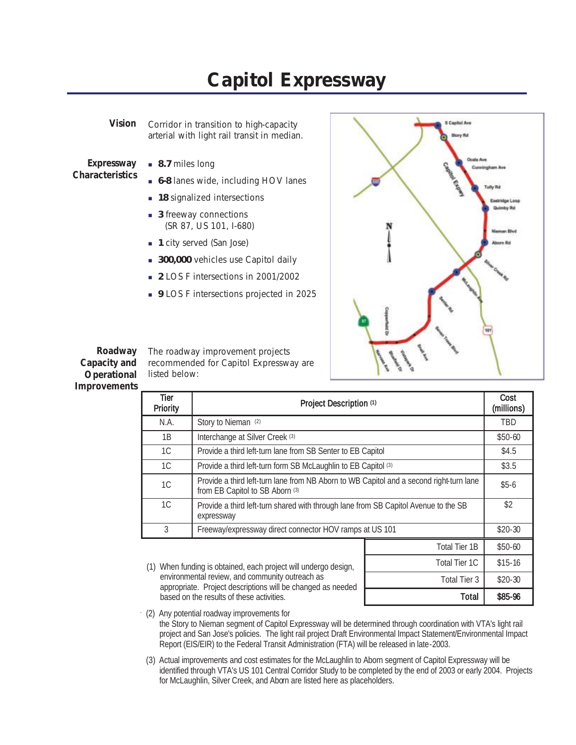# Capitol Expressway

**Vision**

Corridor in transition to high-capacity arterial with light rail transit in median.

**Expressway Characteristics**

- **8.7** miles long
- **6-8** lanes wide, including HOV lanes
- **18** signalized intersections
- **3** freeway connections (SR 87, US 101, I-680)
- **1** city served (San Jose)
- **300,000** vehicles use Capitol daily
- **2** LOS F intersections in 2001/2002
- **9** LOS F intersections projected in 2025

**Roadway Capacity and Operational Improvements**

The roadway improvement projects recommended for Capitol Expressway are listed below:

| Tier Priority | Project Description (1) | Cost (millions) |
|---|---|---|
| N.A. | Story to Nieman (2) | TBD |
| 1B | Interchange at Silver Creek (3) | $50-60 |
| 1C | Provide a third left-turn lane from SB Senter to EB Capitol | $4.5 |
| 1C | Provide a third left-turn form SB McLaughlin to EB Capitol (3) | $3.5 |
| 1C | Provide a third left-turn lane from NB Aborn to WB Capitol and a second right-turn lane from EB Capitol to SB Aborn (3) | $5-6 |
| 1C | Provide a third left-turn shared with through lane from SB Capitol Avenue to the SB expressway | $2 |
| 3 | Freeway/expressway direct connector HOV ramps at US 101 | $20-30 |
| | Total Tier 1B | $50-60 |
| | Total Tier 1C | $15-16 |
| | Total Tier 3 | $20-30 |
| | **Total** | **$85-96** |

(1) When funding is obtained, each project will undergo design, environmental review, and community outreach as appropriate. Project descriptions will be changed as needed based on the results of these activities.

(2) Any potential roadway improvements for the Story to Nieman segment of Capitol Expressway will be determined through coordination with VTA's light rail project and San Jose's policies. The light rail project Draft Environmental Impact Statement/Environmental Impact Report (EIS/EIR) to the Federal Transit Administration (FTA) will be released in late-2003.

(3) Actual improvements and cost estimates for the McLaughlin to Aborn segment of Capitol Expressway will be identified through VTA's US 101 Central Corridor Study to be completed by the end of 2003 or early 2004. Projects for McLaughlin, Silver Creek, and Aborn are listed here as placeholders.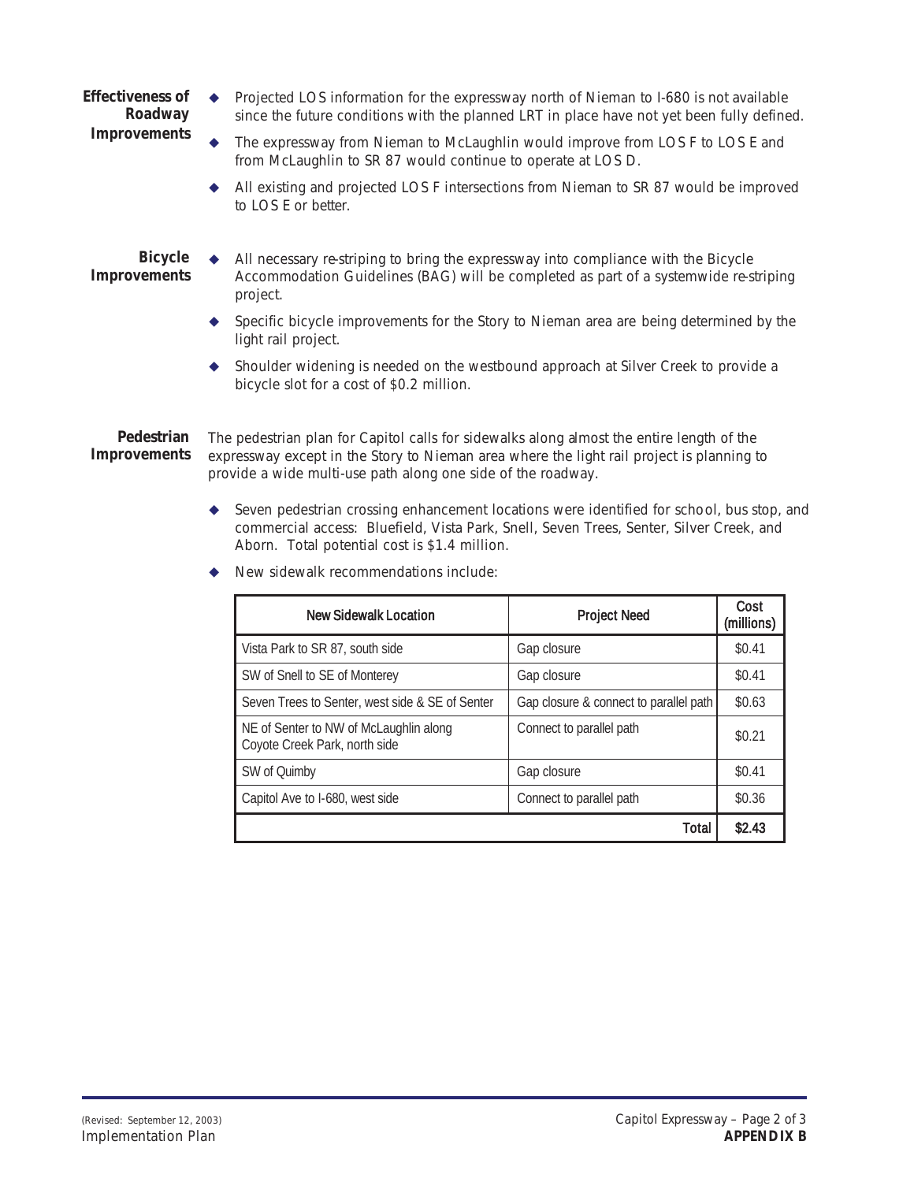**Effectiveness of Roadway Improvements**

- Projected LOS information for the expressway north of Nieman to I-680 is not available since the future conditions with the planned LRT in place have not yet been fully defined.
- The expressway from Nieman to McLaughlin would improve from LOS F to LOS E and from McLaughlin to SR 87 would continue to operate at LOS D.
- All existing and projected LOS F intersections from Nieman to SR 87 would be improved to LOS E or better.

**Bicycle Improvements**

- All necessary re-striping to bring the expressway into compliance with the Bicycle Accommodation Guidelines (BAG) will be completed as part of a systemwide re-striping project.
- Specific bicycle improvements for the Story to Nieman area are being determined by the light rail project.
- Shoulder widening is needed on the westbound approach at Silver Creek to provide a bicycle slot for a cost of $0.2 million.

**Pedestrian Improvements**

The pedestrian plan for Capitol calls for sidewalks along almost the entire length of the expressway except in the Story to Nieman area where the light rail project is planning to provide a wide multi-use path along one side of the roadway.

- Seven pedestrian crossing enhancement locations were identified for school, bus stop, and commercial access: Bluefield, Vista Park, Snell, Seven Trees, Senter, Silver Creek, and Aborn. Total potential cost is $1.4 million.
- New sidewalk recommendations include:

| New Sidewalk Location | Project Need | Cost (millions) |
|---|---|---|
| Vista Park to SR 87, south side | Gap closure | $0.41 |
| SW of Snell to SE of Monterey | Gap closure | $0.41 |
| Seven Trees to Senter, west side & SE of Senter | Gap closure & connect to parallel path | $0.63 |
| NE of Senter to NW of McLaughlin along Coyote Creek Park, north side | Connect to parallel path | $0.21 |
| SW of Quimby | Gap closure | $0.41 |
| Capitol Ave to I-680, west side | Connect to parallel path | $0.36 |
| | **Total** | **$2.43** |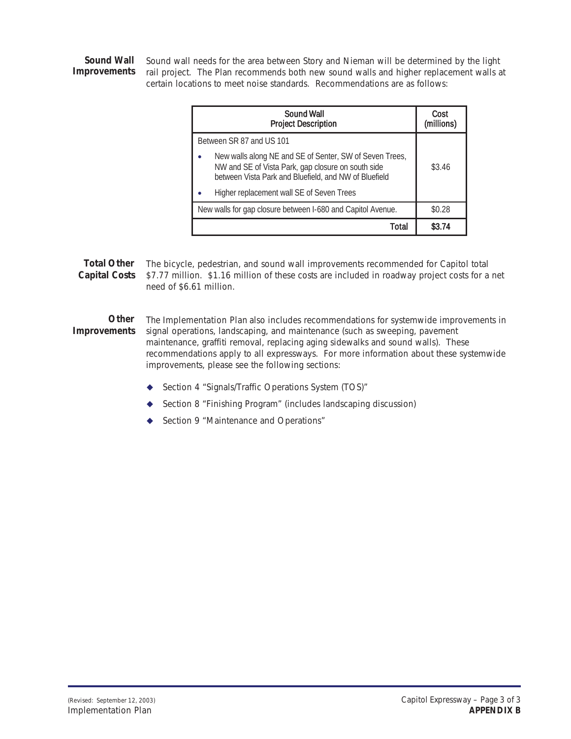### Sound Wall Improvements

Sound wall needs for the area between Story and Nieman will be determined by the light rail project. The Plan recommends both new sound walls and higher replacement walls at certain locations to meet noise standards. Recommendations are as follows:

| Sound Wall Project Description | Cost (millions) |
|---|---|
| Between SR 87 and US 101<br>• New walls along NE and SE of Senter, SW of Seven Trees, NW and SE of Vista Park, gap closure on south side between Vista Park and Bluefield, and NW of Bluefield<br>• Higher replacement wall SE of Seven Trees | $3.46 |
| New walls for gap closure between I-680 and Capitol Avenue. | $0.28 |
| **Total** | **$3.74** |

### Total Other Capital Costs

The bicycle, pedestrian, and sound wall improvements recommended for Capitol total $7.77 million. $1.16 million of these costs are included in roadway project costs for a net need of $6.61 million.

### Other Improvements

The Implementation Plan also includes recommendations for systemwide improvements in signal operations, landscaping, and maintenance (such as sweeping, pavement maintenance, graffiti removal, replacing aging sidewalks and sound walls). These recommendations apply to all expressways. For more information about these systemwide improvements, please see the following sections:

- Section 4 "Signals/Traffic Operations System (TOS)"
- Section 8 "Finishing Program" (includes landscaping discussion)
- Section 9 "Maintenance and Operations"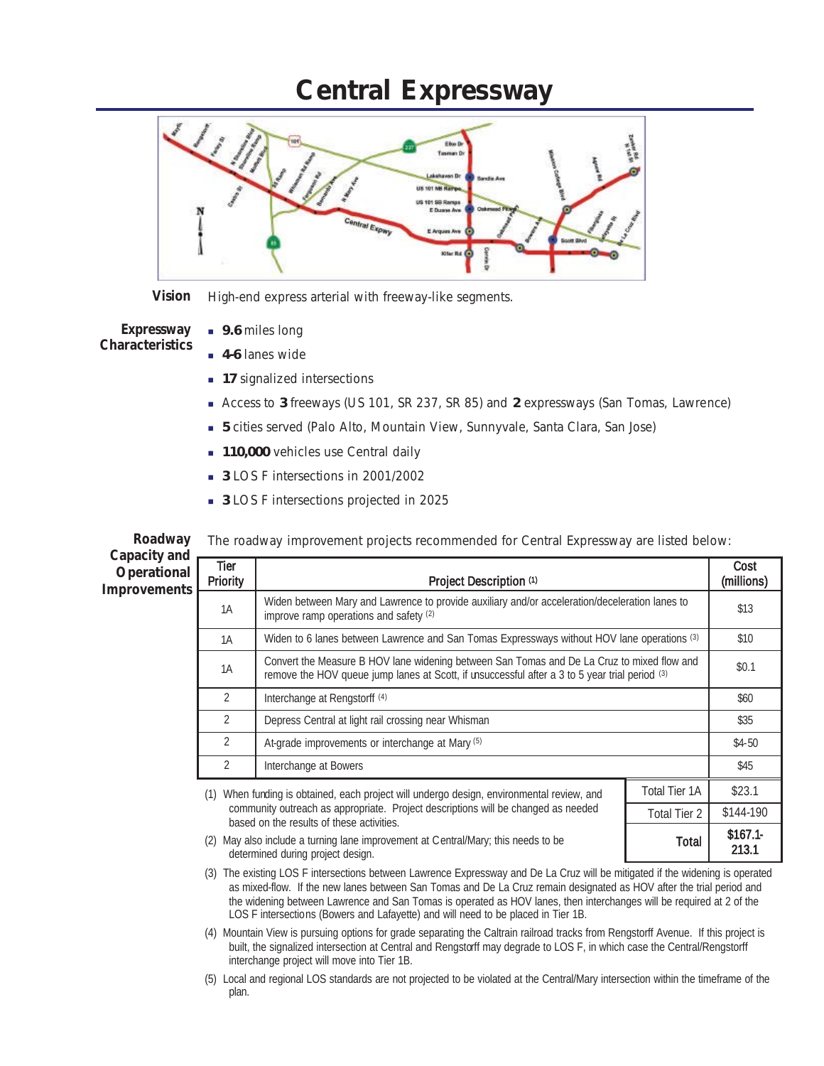# Central Expressway

**Vision** High-end express arterial with freeway-like segments.

**Expressway Characteristics**

- **9.6** miles long
- **4-6** lanes wide
- **17** signalized intersections
- Access to **3** freeways (US 101, SR 237, SR 85) and **2** expressways (San Tomas, Lawrence)
- **5** cities served (Palo Alto, Mountain View, Sunnyvale, Santa Clara, San Jose)
- **110,000** vehicles use Central daily
- **3** LOS F intersections in 2001/2002
- **3** LOS F intersections projected in 2025

**Roadway Capacity and Operational Improvements**

The roadway improvement projects recommended for Central Expressway are listed below:

| Tier Priority | Project Description (1) | Cost (millions) |
|---|---|---|
| 1A | Widen between Mary and Lawrence to provide auxiliary and/or acceleration/deceleration lanes to improve ramp operations and safety (2) | $13 |
| 1A | Widen to 6 lanes between Lawrence and San Tomas Expressways without HOV lane operations (3) | $10 |
| 1A | Convert the Measure B HOV lane widening between San Tomas and De La Cruz to mixed flow and remove the HOV queue jump lanes at Scott, if unsuccessful after a 3 to 5 year trial period (3) | $0.1 |
| 2 | Interchange at Rengstorff (4) | $60 |
| 2 | Depress Central at light rail crossing near Whisman | $35 |
| 2 | At-grade improvements or interchange at Mary (5) | $4-50 |
| 2 | Interchange at Bowers | $45 |
| | Total Tier 1A | $23.1 |
| | Total Tier 2 | $144-190 |
| | **Total** | **$167.1-213.1** |

(1) When funding is obtained, each project will undergo design, environmental review, and community outreach as appropriate. Project descriptions will be changed as needed based on the results of these activities.

(2) May also include a turning lane improvement at Central/Mary; this needs to be determined during project design.

(3) The existing LOS F intersections between Lawrence Expressway and De La Cruz will be mitigated if the widening is operated as mixed-flow. If the new lanes between San Tomas and De La Cruz remain designated as HOV after the trial period and the widening between Lawrence and San Tomas is operated as HOV lanes, then interchanges will be required at 2 of the LOS F intersections (Bowers and Lafayette) and will need to be placed in Tier 1B.

(4) Mountain View is pursuing options for grade separating the Caltrain railroad tracks from Rengstorff Avenue. If this project is built, the signalized intersection at Central and Rengstorff may degrade to LOS F, in which case the Central/Rengstorff interchange project will move into Tier 1B.

(5) Local and regional LOS standards are not projected to be violated at the Central/Mary intersection within the timeframe of the plan.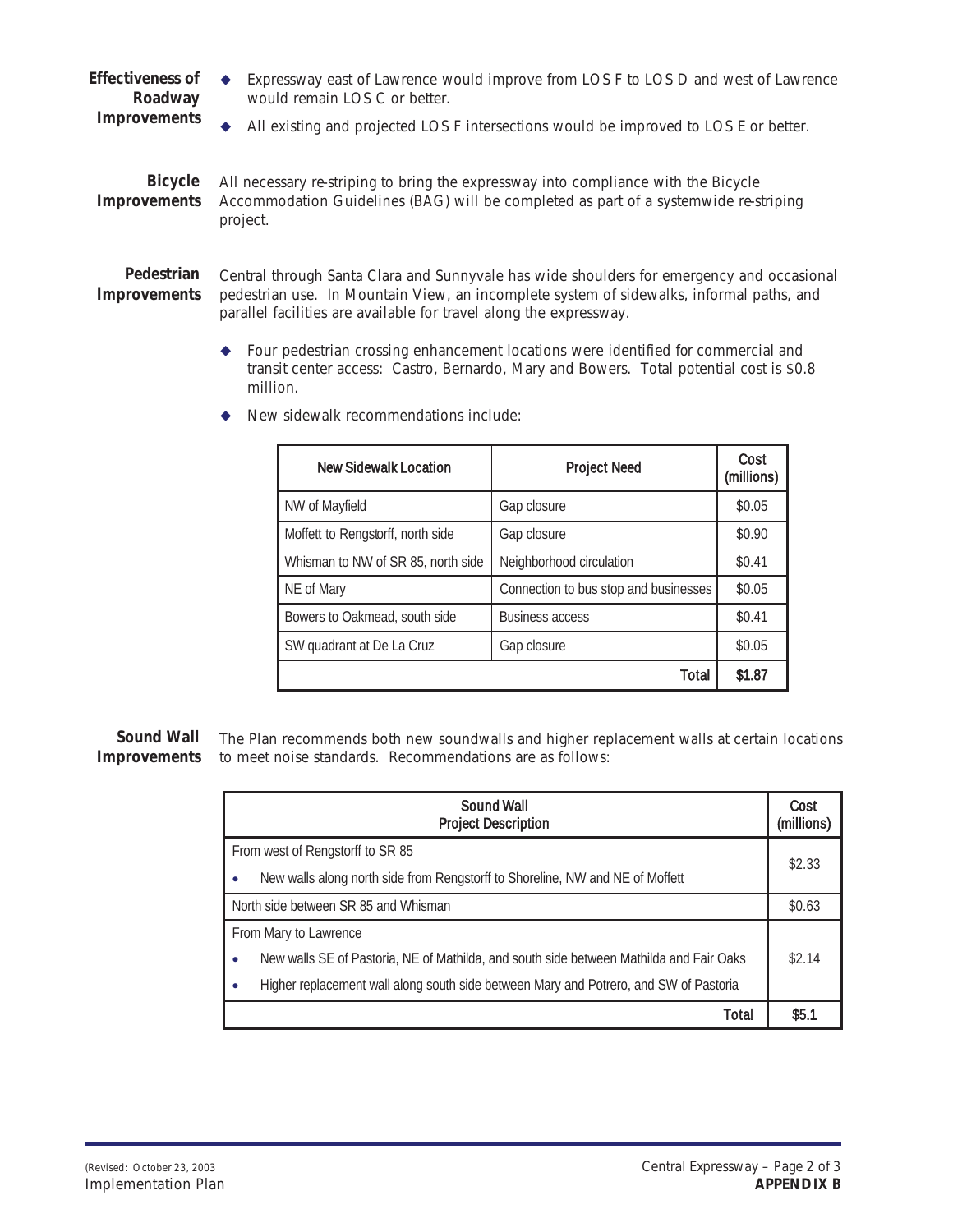**Effectiveness of Roadway Improvements**

- Expressway east of Lawrence would improve from LOS F to LOS D and west of Lawrence would remain LOS C or better.
- All existing and projected LOS F intersections would be improved to LOS E or better.

**Bicycle Improvements**

All necessary re-striping to bring the expressway into compliance with the Bicycle Accommodation Guidelines (BAG) will be completed as part of a systemwide re-striping project.

**Pedestrian Improvements**

Central through Santa Clara and Sunnyvale has wide shoulders for emergency and occasional pedestrian use. In Mountain View, an incomplete system of sidewalks, informal paths, and parallel facilities are available for travel along the expressway.

- Four pedestrian crossing enhancement locations were identified for commercial and transit center access: Castro, Bernardo, Mary and Bowers. Total potential cost is $0.8 million.
- New sidewalk recommendations include:

| New Sidewalk Location | Project Need | Cost (millions) |
|---|---|---|
| NW of Mayfield | Gap closure | $0.05 |
| Moffett to Rengstorff, north side | Gap closure | $0.90 |
| Whisman to NW of SR 85, north side | Neighborhood circulation | $0.41 |
| NE of Mary | Connection to bus stop and businesses | $0.05 |
| Bowers to Oakmead, south side | Business access | $0.41 |
| SW quadrant at De La Cruz | Gap closure | $0.05 |
| | **Total** | **$1.87** |

**Sound Wall Improvements**

The Plan recommends both new soundwalls and higher replacement walls at certain locations to meet noise standards. Recommendations are as follows:

| Sound Wall Project Description | Cost (millions) |
|---|---|
| From west of Rengstorff to SR 85<br>• New walls along north side from Rengstorff to Shoreline, NW and NE of Moffett | $2.33 |
| North side between SR 85 and Whisman | $0.63 |
| From Mary to Lawrence<br>• New walls SE of Pastoria, NE of Mathilda, and south side between Mathilda and Fair Oaks<br>• Higher replacement wall along south side between Mary and Potrero, and SW of Pastoria | $2.14 |
| **Total** | **$5.1** |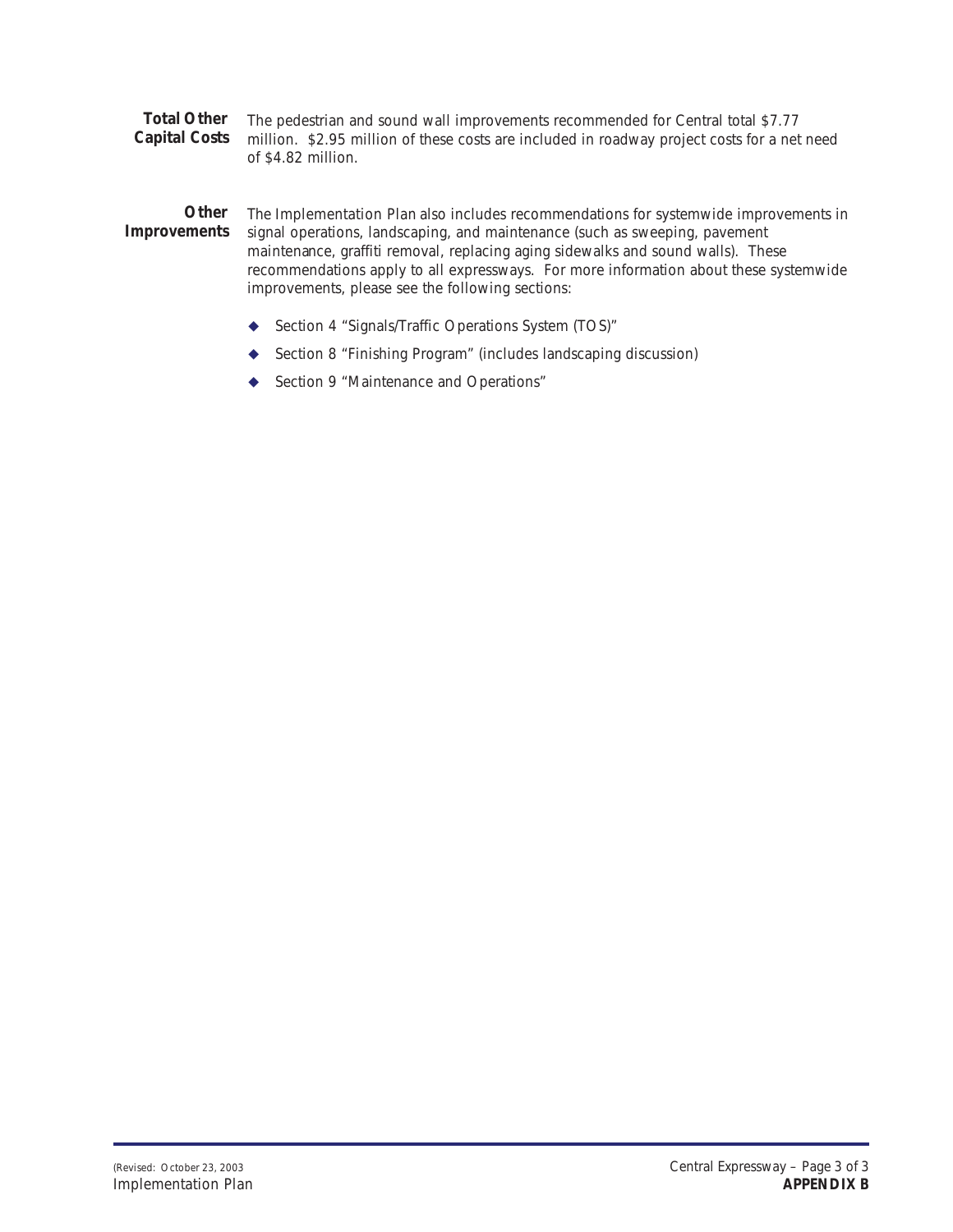**Total Other Capital Costs**

The pedestrian and sound wall improvements recommended for Central total $7.77 million. $2.95 million of these costs are included in roadway project costs for a net need of $4.82 million.

**Other Improvements**

The Implementation Plan also includes recommendations for systemwide improvements in signal operations, landscaping, and maintenance (such as sweeping, pavement maintenance, graffiti removal, replacing aging sidewalks and sound walls). These recommendations apply to all expressways. For more information about these systemwide improvements, please see the following sections:

- Section 4 "Signals/Traffic Operations System (TOS)"
- Section 8 "Finishing Program" (includes landscaping discussion)
- Section 9 "Maintenance and Operations"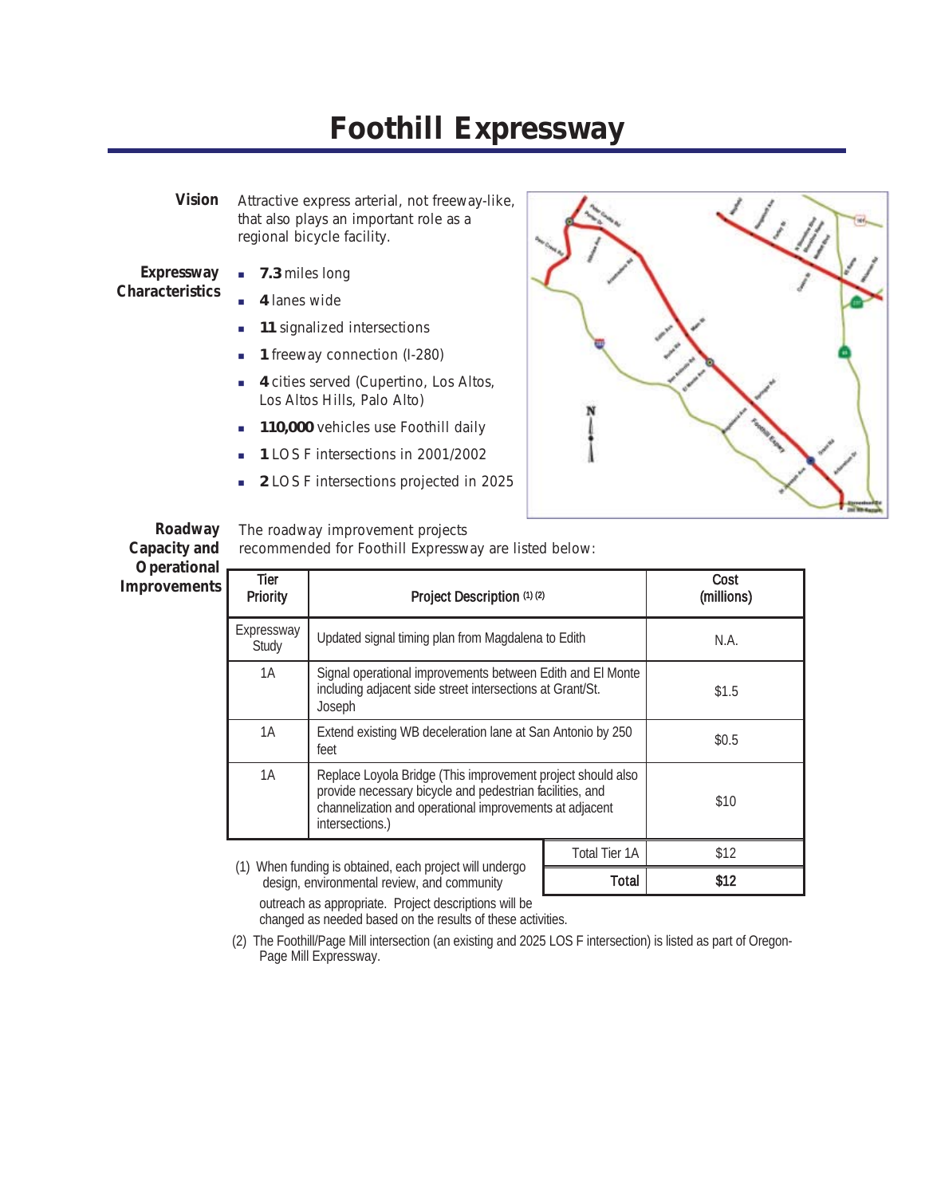# Foothill Expressway

**Vision**

Attractive express arterial, not freeway-like, that also plays an important role as a regional bicycle facility.

**Expressway Characteristics**

- **7.3** miles long
- **4** lanes wide
- **11** signalized intersections
- **1** freeway connection (I-280)
- **4** cities served (Cupertino, Los Altos, Los Altos Hills, Palo Alto)
- **110,000** vehicles use Foothill daily
- **1** LOS F intersections in 2001/2002
- **2** LOS F intersections projected in 2025

**Roadway Capacity and Operational Improvements**

The roadway improvement projects recommended for Foothill Expressway are listed below:

| Tier Priority | Project Description (1) (2) | Cost (millions) |
|---|---|---|
| Expressway Study | Updated signal timing plan from Magdalena to Edith | N.A. |
| 1A | Signal operational improvements between Edith and El Monte including adjacent side street intersections at Grant/St. Joseph | $1.5 |
| 1A | Extend existing WB deceleration lane at San Antonio by 250 feet | $0.5 |
| 1A | Replace Loyola Bridge (This improvement project should also provide necessary bicycle and pedestrian facilities, and channelization and operational improvements at adjacent intersections.) | $10 |
| | Total Tier 1A | $12 |
| | **Total** | **$12** |

(1) When funding is obtained, each project will undergo design, environmental review, and community outreach as appropriate. Project descriptions will be changed as needed based on the results of these activities.

(2) The Foothill/Page Mill intersection (an existing and 2025 LOS F intersection) is listed as part of Oregon-Page Mill Expressway.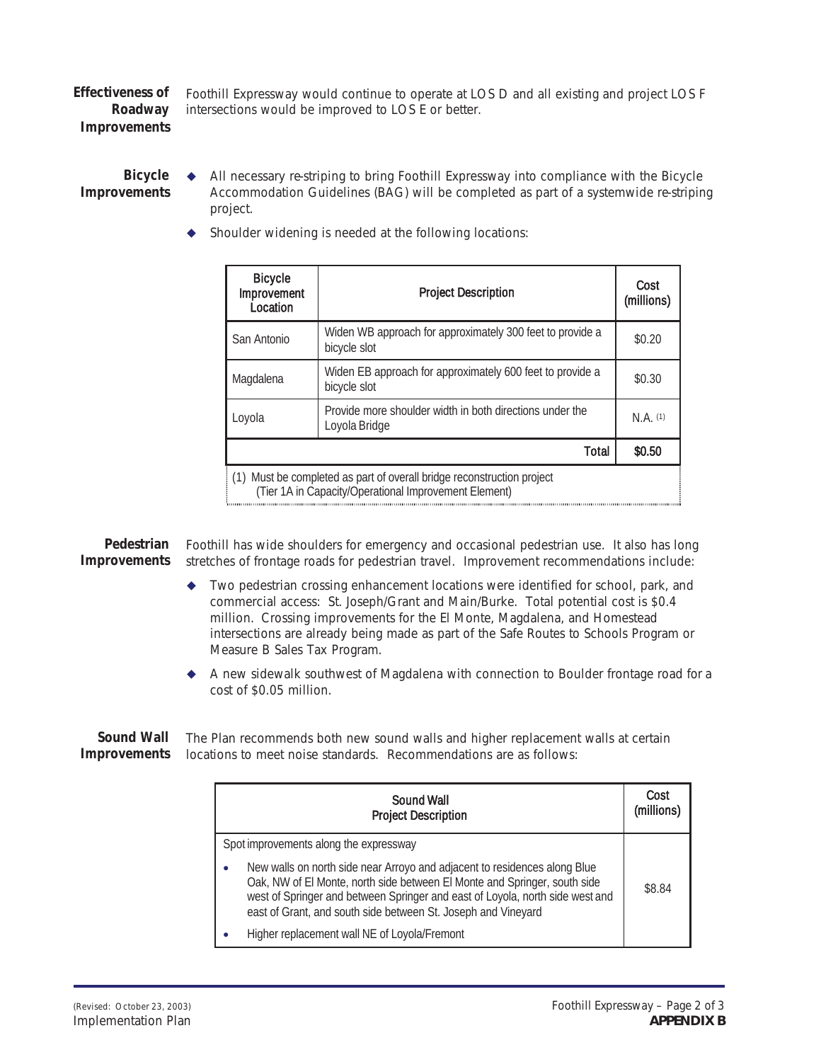**Effectiveness of Roadway Improvements**

Foothill Expressway would continue to operate at LOS D and all existing and project LOS F intersections would be improved to LOS E or better.

**Bicycle Improvements**

- All necessary re-striping to bring Foothill Expressway into compliance with the Bicycle Accommodation Guidelines (BAG) will be completed as part of a systemwide re-striping project.
- Shoulder widening is needed at the following locations:

| Bicycle Improvement Location | Project Description | Cost (millions) |
|---|---|---|
| San Antonio | Widen WB approach for approximately 300 feet to provide a bicycle slot | $0.20 |
| Magdalena | Widen EB approach for approximately 600 feet to provide a bicycle slot | $0.30 |
| Loyola | Provide more shoulder width in both directions under the Loyola Bridge | N.A. (1) |
| | Total | $0.50 |

(1) Must be completed as part of overall bridge reconstruction project (Tier 1A in Capacity/Operational Improvement Element)

**Pedestrian Improvements**

Foothill has wide shoulders for emergency and occasional pedestrian use. It also has long stretches of frontage roads for pedestrian travel. Improvement recommendations include:

- Two pedestrian crossing enhancement locations were identified for school, park, and commercial access: St. Joseph/Grant and Main/Burke. Total potential cost is $0.4 million. Crossing improvements for the El Monte, Magdalena, and Homestead intersections are already being made as part of the Safe Routes to Schools Program or Measure B Sales Tax Program.
- A new sidewalk southwest of Magdalena with connection to Boulder frontage road for a cost of $0.05 million.

**Sound Wall Improvements**

The Plan recommends both new sound walls and higher replacement walls at certain locations to meet noise standards. Recommendations are as follows:

| Sound Wall Project Description | Cost (millions) |
|---|---|
| Spot improvements along the expressway<br>• New walls on north side near Arroyo and adjacent to residences along Blue Oak, NW of El Monte, north side between El Monte and Springer, south side west of Springer and between Springer and east of Loyola, north side west and east of Grant, and south side between St. Joseph and Vineyard<br>• Higher replacement wall NE of Loyola/Fremont | $8.84 |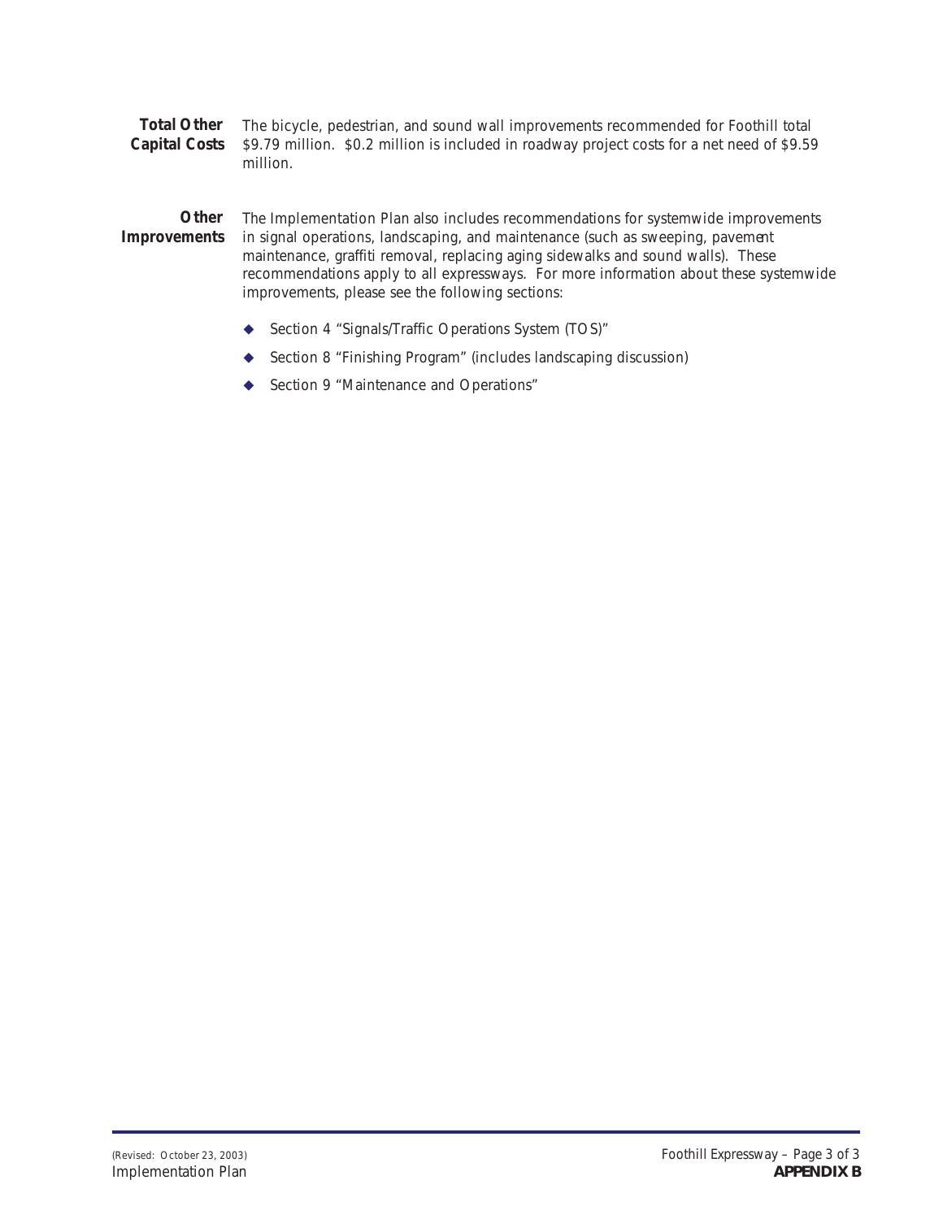**Total Other Capital Costs**

The bicycle, pedestrian, and sound wall improvements recommended for Foothill total $9.79 million. $0.2 million is included in roadway project costs for a net need of $9.59 million.

**Other Improvements**

The Implementation Plan also includes recommendations for systemwide improvements in signal operations, landscaping, and maintenance (such as sweeping, pavement maintenance, graffiti removal, replacing aging sidewalks and sound walls). These recommendations apply to all expressways. For more information about these systemwide improvements, please see the following sections:

- Section 4 "Signals/Traffic Operations System (TOS)"
- Section 8 "Finishing Program" (includes landscaping discussion)
- Section 9 "Maintenance and Operations"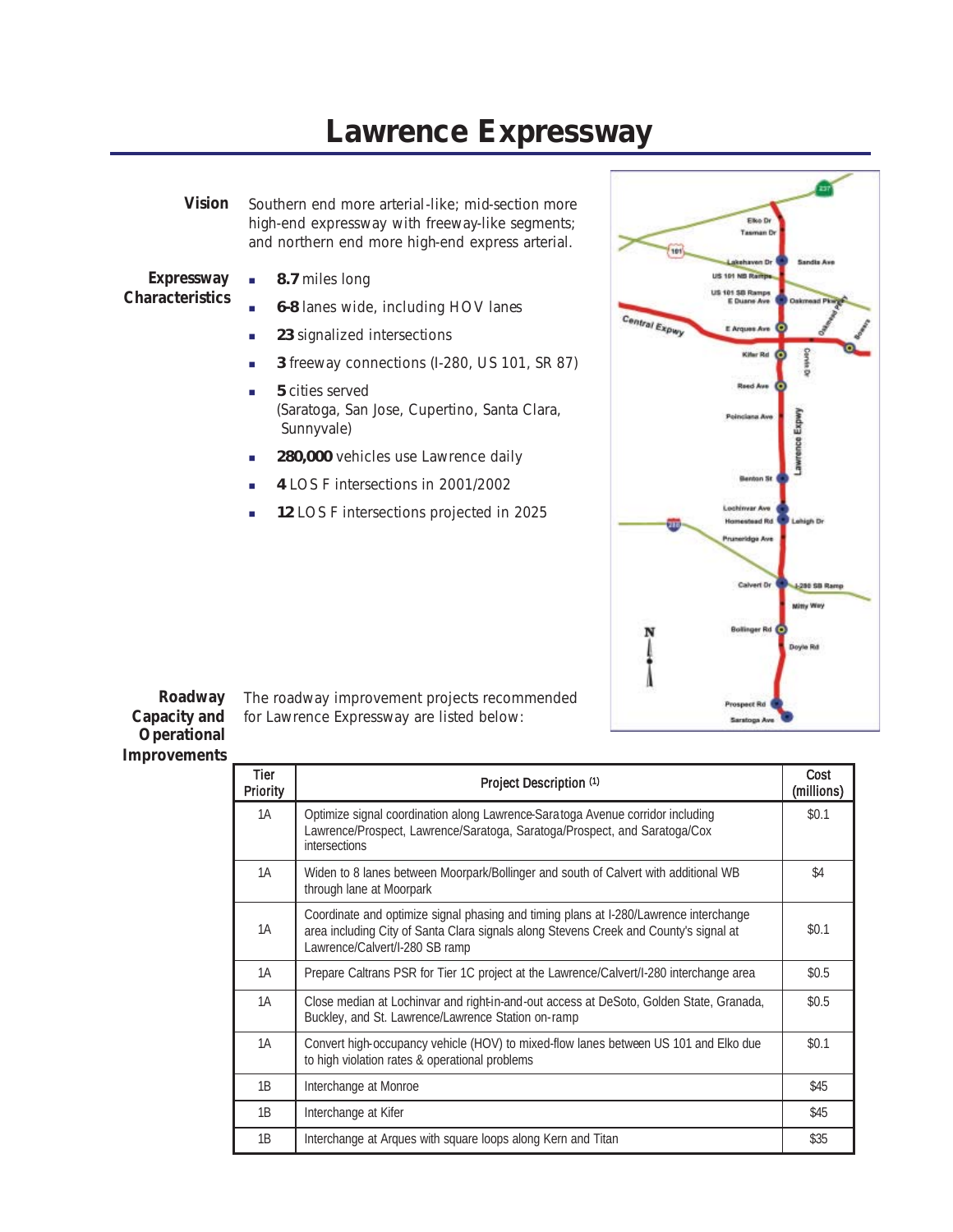# Lawrence Expressway

**Vision**

Southern end more arterial-like; mid-section more high-end expressway with freeway-like segments; and northern end more high-end express arterial.

**Expressway Characteristics**

- **8.7** miles long
- **6-8** lanes wide, including HOV lanes
- **23** signalized intersections
- **3** freeway connections (I-280, US 101, SR 87)
- **5** cities served (Saratoga, San Jose, Cupertino, Santa Clara, Sunnyvale)
- **280,000** vehicles use Lawrence daily
- **4** LOS F intersections in 2001/2002
- **12** LOS F intersections projected in 2025

**Roadway Capacity and Operational Improvements**

The roadway improvement projects recommended for Lawrence Expressway are listed below:

| Tier Priority | Project Description [1] | Cost (millions) |
|---|---|---|
| 1A | Optimize signal coordination along Lawrence-Saratoga Avenue corridor including Lawrence/Prospect, Lawrence/Saratoga, Saratoga/Prospect, and Saratoga/Cox intersections | $0.1 |
| 1A | Widen to 8 lanes between Moorpark/Bollinger and south of Calvert with additional WB through lane at Moorpark | $4 |
| 1A | Coordinate and optimize signal phasing and timing plans at I-280/Lawrence interchange area including City of Santa Clara signals along Stevens Creek and County's signal at Lawrence/Calvert/I-280 SB ramp | $0.1 |
| 1A | Prepare Caltrans PSR for Tier 1C project at the Lawrence/Calvert/I-280 interchange area | $0.5 |
| 1A | Close median at Lochinvar and right-in-and-out access at DeSoto, Golden State, Granada, Buckley, and St. Lawrence/Lawrence Station on-ramp | $0.5 |
| 1A | Convert high-occupancy vehicle (HOV) to mixed-flow lanes between US 101 and Elko due to high violation rates & operational problems | $0.1 |
| 1B | Interchange at Monroe | $45 |
| 1B | Interchange at Kifer | $45 |
| 1B | Interchange at Arques with square loops along Kern and Titan | $35 |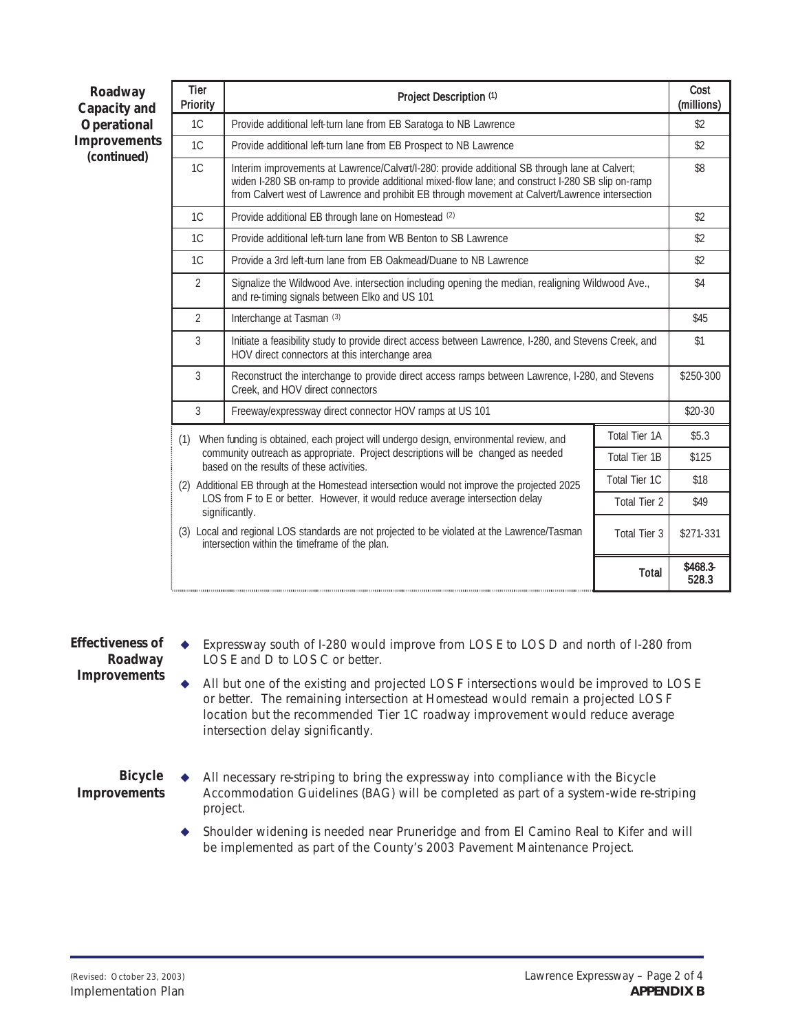## Roadway Capacity and Operational Improvements (continued)

| Tier Priority | Project Description (1) | Cost (millions) |
|---|---|---|
| 1C | Provide additional left-turn lane from EB Saratoga to NB Lawrence | $2 |
| 1C | Provide additional left-turn lane from EB Prospect to NB Lawrence | $2 |
| 1C | Interim improvements at Lawrence/Calvert/I-280: provide additional SB through lane at Calvert; widen I-280 SB on-ramp to provide additional mixed-flow lane; and construct I-280 SB slip on-ramp from Calvert west of Lawrence and prohibit EB through movement at Calvert/Lawrence intersection | $8 |
| 1C | Provide additional EB through lane on Homestead (2) | $2 |
| 1C | Provide additional left-turn lane from WB Benton to SB Lawrence | $2 |
| 1C | Provide a 3rd left-turn lane from EB Oakmead/Duane to NB Lawrence | $2 |
| 2 | Signalize the Wildwood Ave. intersection including opening the median, realigning Wildwood Ave., and re-timing signals between Elko and US 101 | $4 |
| 2 | Interchange at Tasman (3) | $45 |
| 3 | Initiate a feasibility study to provide direct access between Lawrence, I-280, and Stevens Creek, and HOV direct connectors at this interchange area | $1 |
| 3 | Reconstruct the interchange to provide direct access ramps between Lawrence, I-280, and Stevens Creek, and HOV direct connectors | $250-300 |
| 3 | Freeway/expressway direct connector HOV ramps at US 101 | $20-30 |
| | Total Tier 1A | $5.3 |
| | Total Tier 1B | $125 |
| | Total Tier 1C | $18 |
| | Total Tier 2 | $49 |
| | Total Tier 3 | $271-331 |
| | **Total** | **$468.3-528.3** |

(1) When funding is obtained, each project will undergo design, environmental review, and community outreach as appropriate. Project descriptions will be changed as needed based on the results of these activities.

(2) Additional EB through at the Homestead intersection would not improve the projected 2025 LOS from F to E or better. However, it would reduce average intersection delay significantly.

(3) Local and regional LOS standards are not projected to be violated at the Lawrence/Tasman intersection within the timeframe of the plan.

## Effectiveness of Roadway Improvements

- Expressway south of I-280 would improve from LOS E to LOS D and north of I-280 from LOS E and D to LOS C or better.
- All but one of the existing and projected LOS F intersections would be improved to LOS E or better. The remaining intersection at Homestead would remain a projected LOS F location but the recommended Tier 1C roadway improvement would reduce average intersection delay significantly.

## Bicycle Improvements

- All necessary re-striping to bring the expressway into compliance with the Bicycle Accommodation Guidelines (BAG) will be completed as part of a system-wide re-striping project.
- Shoulder widening is needed near Pruneridge and from El Camino Real to Kifer and will be implemented as part of the County's 2003 Pavement Maintenance Project.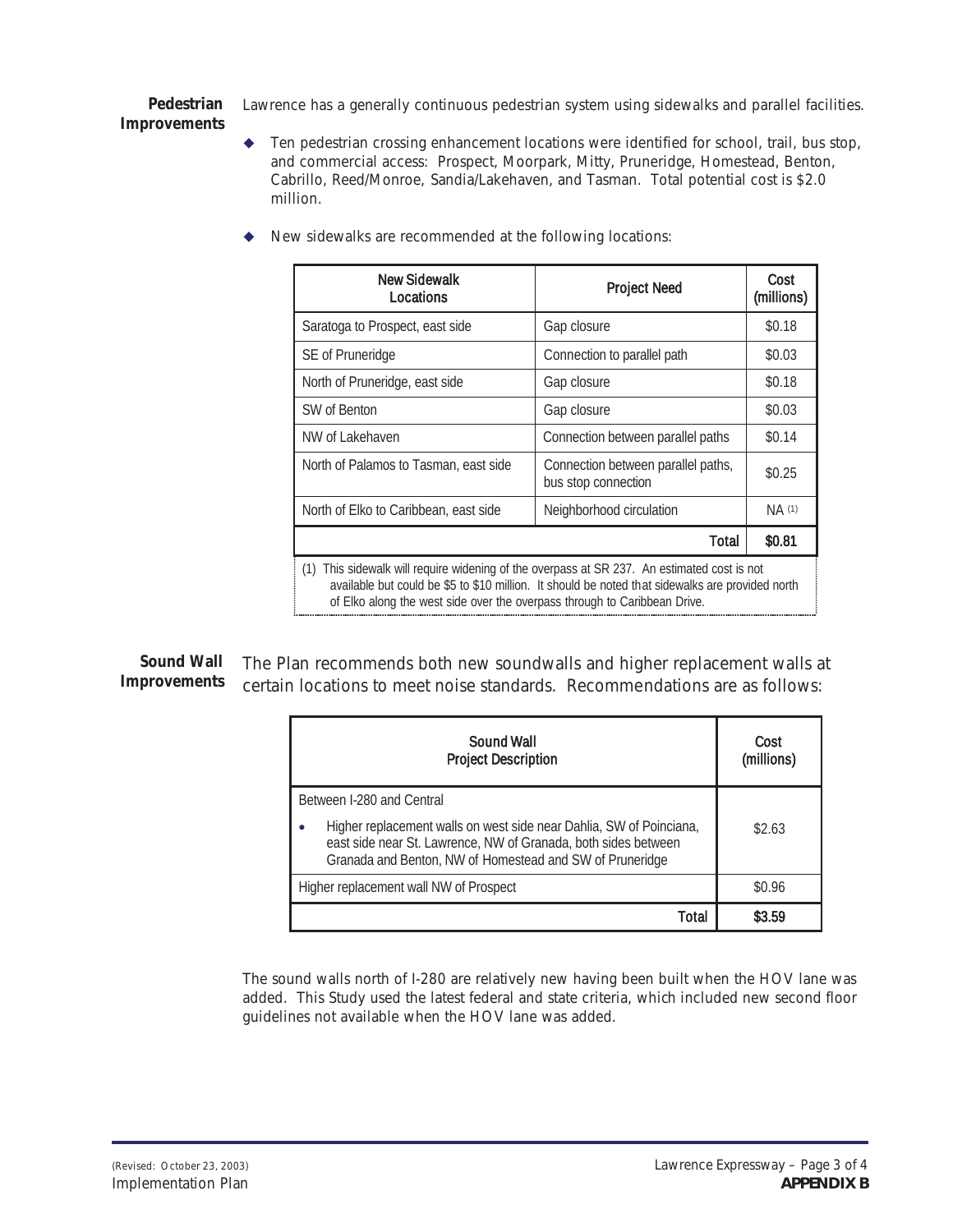**Pedestrian Improvements**

Lawrence has a generally continuous pedestrian system using sidewalks and parallel facilities.

- Ten pedestrian crossing enhancement locations were identified for school, trail, bus stop, and commercial access: Prospect, Moorpark, Mitty, Pruneridge, Homestead, Benton, Cabrillo, Reed/Monroe, Sandia/Lakehaven, and Tasman. Total potential cost is $2.0 million.

- New sidewalks are recommended at the following locations:

| New Sidewalk Locations | Project Need | Cost (millions) |
|---|---|---|
| Saratoga to Prospect, east side | Gap closure | $0.18 |
| SE of Pruneridge | Connection to parallel path | $0.03 |
| North of Pruneridge, east side | Gap closure | $0.18 |
| SW of Benton | Gap closure | $0.03 |
| NW of Lakehaven | Connection between parallel paths | $0.14 |
| North of Palamos to Tasman, east side | Connection between parallel paths, bus stop connection | $0.25 |
| North of Elko to Caribbean, east side | Neighborhood circulation | NA (1) |
| | Total | $0.81 |

(1) This sidewalk will require widening of the overpass at SR 237. An estimated cost is not available but could be $5 to $10 million. It should be noted that sidewalks are provided north of Elko along the west side over the overpass through to Caribbean Drive.

**Sound Wall Improvements**

The Plan recommends both new soundwalls and higher replacement walls at certain locations to meet noise standards. Recommendations are as follows:

| Sound Wall Project Description | Cost (millions) |
|---|---|
| Between I-280 and Central<br>• Higher replacement walls on west side near Dahlia, SW of Poinciana, east side near St. Lawrence, NW of Granada, both sides between Granada and Benton, NW of Homestead and SW of Pruneridge | $2.63 |
| Higher replacement wall NW of Prospect | $0.96 |
| Total | $3.59 |

The sound walls north of I-280 are relatively new having been built when the HOV lane was added. This Study used the latest federal and state criteria, which included new second floor guidelines not available when the HOV lane was added.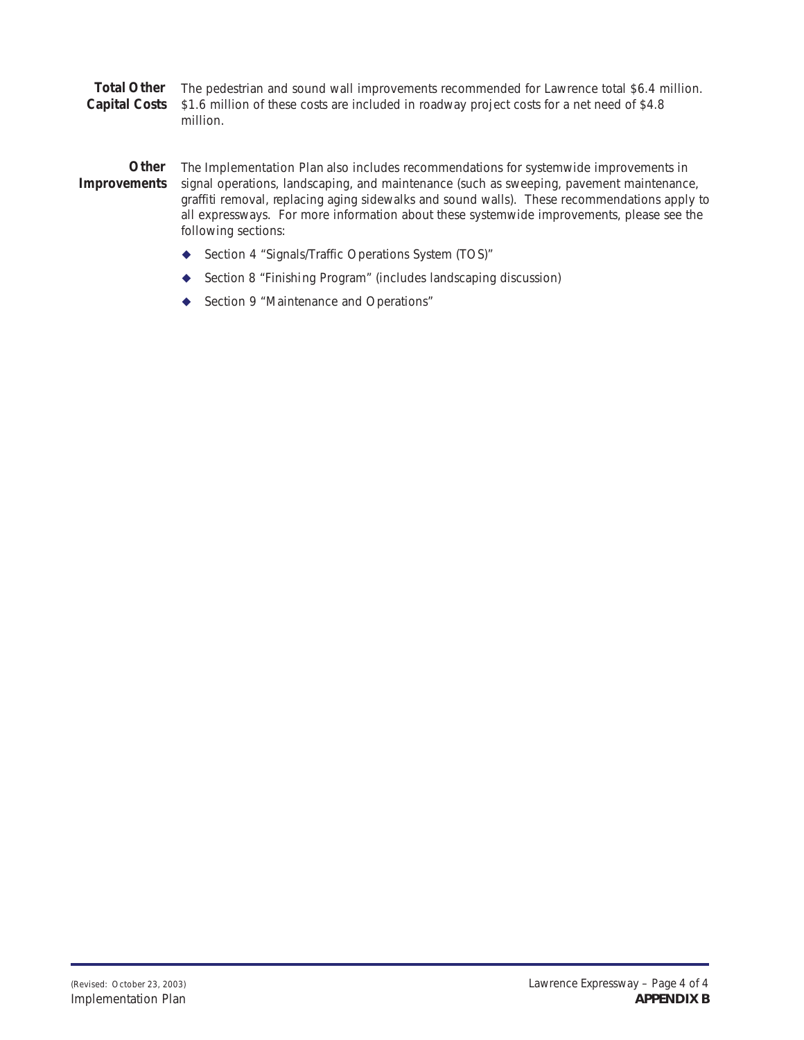**Total Other Capital Costs**

The pedestrian and sound wall improvements recommended for Lawrence total $6.4 million. $1.6 million of these costs are included in roadway project costs for a net need of $4.8 million.

**Other Improvements**

The Implementation Plan also includes recommendations for systemwide improvements in signal operations, landscaping, and maintenance (such as sweeping, pavement maintenance, graffiti removal, replacing aging sidewalks and sound walls). These recommendations apply to all expressways. For more information about these systemwide improvements, please see the following sections:

- Section 4 "Signals/Traffic Operations System (TOS)"
- Section 8 "Finishing Program" (includes landscaping discussion)
- Section 9 "Maintenance and Operations"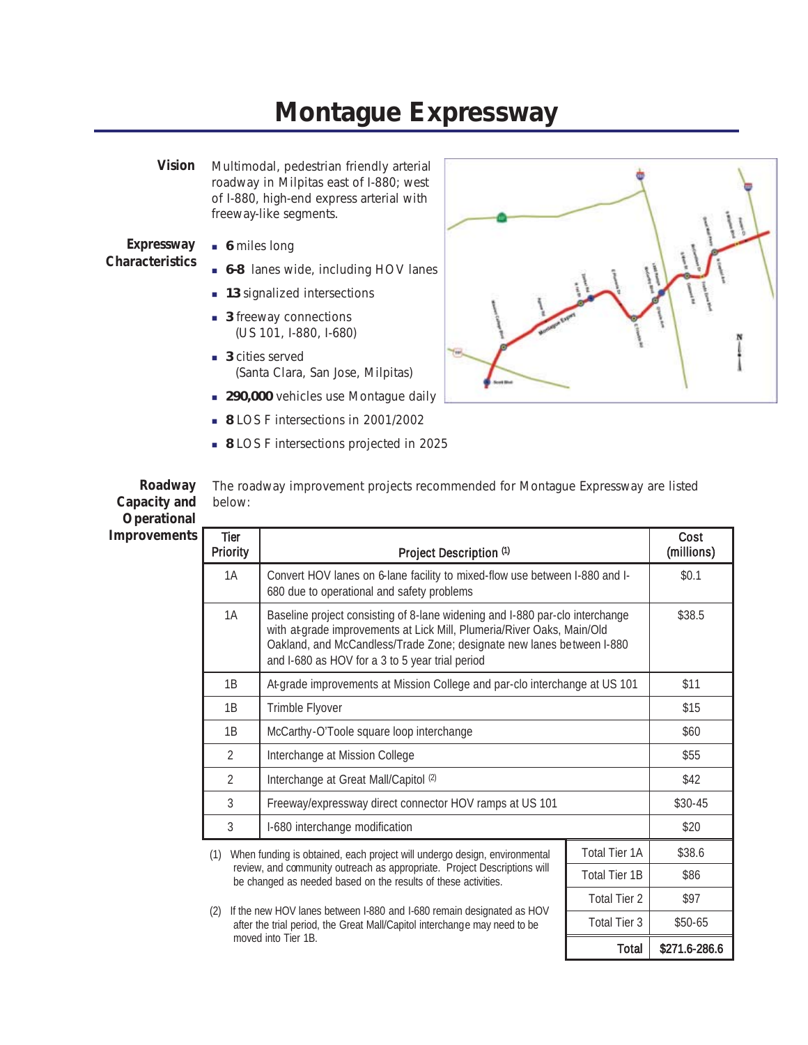# Montague Expressway

**Vision**

Multimodal, pedestrian friendly arterial roadway in Milpitas east of I-880; west of I-880, high-end express arterial with freeway-like segments.

**Expressway Characteristics**

- **6** miles long
- **6-8** lanes wide, including HOV lanes
- **13** signalized intersections
- **3** freeway connections (US 101, I-880, I-680)
- **3** cities served (Santa Clara, San Jose, Milpitas)
- **290,000** vehicles use Montague daily
- **8** LOS F intersections in 2001/2002
- **8** LOS F intersections projected in 2025

**Roadway Capacity and Operational Improvements**

The roadway improvement projects recommended for Montague Expressway are listed below:

| Tier Priority | Project Description [1] | Cost (millions) |
|---|---|---|
| 1A | Convert HOV lanes on 6-lane facility to mixed-flow use between I-880 and I-680 due to operational and safety problems | $0.1 |
| 1A | Baseline project consisting of 8-lane widening and I-880 par-clo interchange with at-grade improvements at Lick Mill, Plumeria/River Oaks, Main/Old Oakland, and McCandless/Trade Zone; designate new lanes between I-880 and I-680 as HOV for a 3 to 5 year trial period | $38.5 |
| 1B | At-grade improvements at Mission College and par-clo interchange at US 101 | $11 |
| 1B | Trimble Flyover | $15 |
| 1B | McCarthy-O'Toole square loop interchange | $60 |
| 2 | Interchange at Mission College | $55 |
| 2 | Interchange at Great Mall/Capitol [2] | $42 |
| 3 | Freeway/expressway direct connector HOV ramps at US 101 | $30-45 |
| 3 | I-680 interchange modification | $20 |

| | |
|---|---|
| Total Tier 1A | $38.6 |
| Total Tier 1B | $86 |
| Total Tier 2 | $97 |
| Total Tier 3 | $50-65 |
| **Total** | **$271.6-286.6** |

(1) When funding is obtained, each project will undergo design, environmental review, and community outreach as appropriate. Project Descriptions will be changed as needed based on the results of these activities.

(2) If the new HOV lanes between I-880 and I-680 remain designated as HOV after the trial period, the Great Mall/Capitol interchange may need to be moved into Tier 1B.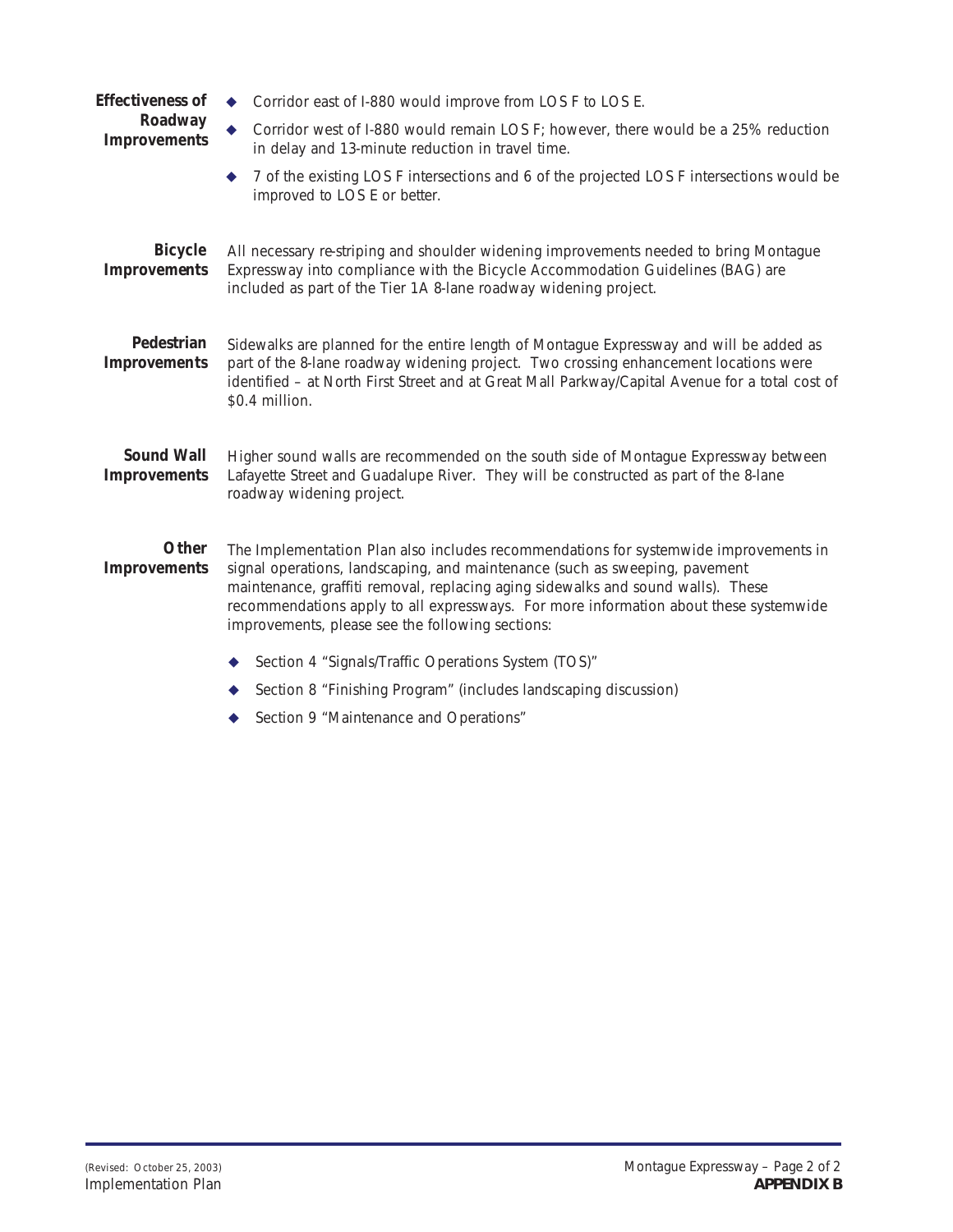**Effectiveness of Roadway Improvements**

- Corridor east of I-880 would improve from LOS F to LOS E.
- Corridor west of I-880 would remain LOS F; however, there would be a 25% reduction in delay and 13-minute reduction in travel time.
- 7 of the existing LOS F intersections and 6 of the projected LOS F intersections would be improved to LOS E or better.

**Bicycle Improvements**

All necessary re-striping and shoulder widening improvements needed to bring Montague Expressway into compliance with the Bicycle Accommodation Guidelines (BAG) are included as part of the Tier 1A 8-lane roadway widening project.

**Pedestrian Improvements**

Sidewalks are planned for the entire length of Montague Expressway and will be added as part of the 8-lane roadway widening project. Two crossing enhancement locations were identified – at North First Street and at Great Mall Parkway/Capital Avenue for a total cost of $0.4 million.

**Sound Wall Improvements**

Higher sound walls are recommended on the south side of Montague Expressway between Lafayette Street and Guadalupe River. They will be constructed as part of the 8-lane roadway widening project.

**Other Improvements**

The Implementation Plan also includes recommendations for systemwide improvements in signal operations, landscaping, and maintenance (such as sweeping, pavement maintenance, graffiti removal, replacing aging sidewalks and sound walls). These recommendations apply to all expressways. For more information about these systemwide improvements, please see the following sections:

- Section 4 "Signals/Traffic Operations System (TOS)"
- Section 8 "Finishing Program" (includes landscaping discussion)
- Section 9 "Maintenance and Operations"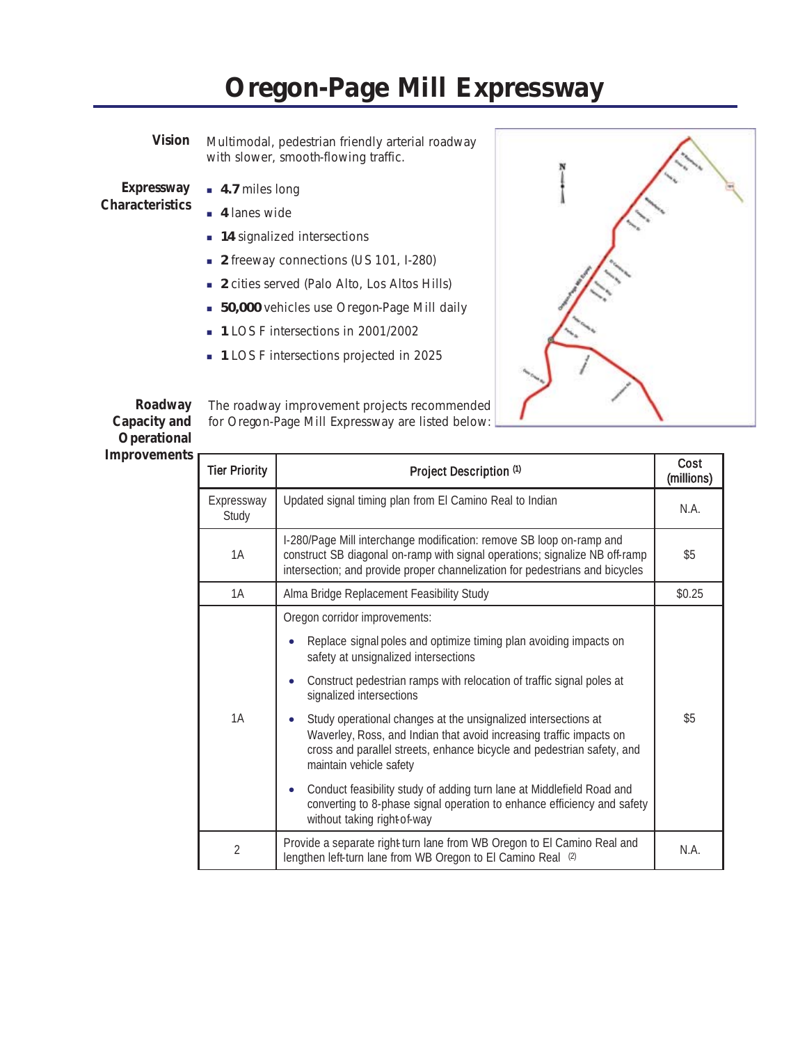# Oregon-Page Mill Expressway

**Vision**

Multimodal, pedestrian friendly arterial roadway with slower, smooth-flowing traffic.

**Expressway Characteristics**

- **4.7** miles long
- **4** lanes wide
- **14** signalized intersections
- **2** freeway connections (US 101, I-280)
- **2** cities served (Palo Alto, Los Altos Hills)
- **50,000** vehicles use Oregon-Page Mill daily
- **1** LOS F intersections in 2001/2002
- **1** LOS F intersections projected in 2025

**Roadway Capacity and Operational Improvements**

The roadway improvement projects recommended for Oregon-Page Mill Expressway are listed below:

| Tier Priority | Project Description [1] | Cost (millions) |
| --- | --- | --- |
| Expressway Study | Updated signal timing plan from El Camino Real to Indian | N.A. |
| 1A | I-280/Page Mill interchange modification: remove SB loop on-ramp and construct SB diagonal on-ramp with signal operations; signalize NB off-ramp intersection; and provide proper channelization for pedestrians and bicycles | $5 |
| 1A | Alma Bridge Replacement Feasibility Study | $0.25 |
| 1A | Oregon corridor improvements: • Replace signal poles and optimize timing plan avoiding impacts on safety at unsignalized intersections • Construct pedestrian ramps with relocation of traffic signal poles at signalized intersections • Study operational changes at the unsignalized intersections at Waverley, Ross, and Indian that avoid increasing traffic impacts on cross and parallel streets, enhance bicycle and pedestrian safety, and maintain vehicle safety • Conduct feasibility study of adding turn lane at Middlefield Road and converting to 8-phase signal operation to enhance efficiency and safety without taking right-of-way | $5 |
| 2 | Provide a separate right-turn lane from WB Oregon to El Camino Real and lengthen left-turn lane from WB Oregon to El Camino Real [2] | N.A. |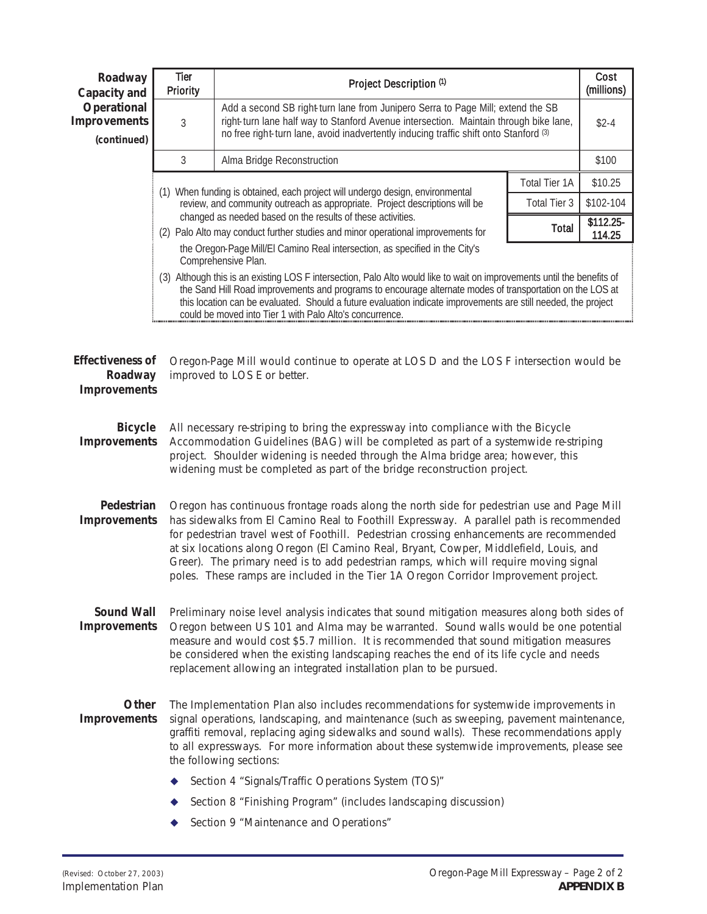**Roadway Capacity and Operational Improvements (continued)**

| Tier Priority | Project Description (1) | Cost (millions) |
|---|---|---|
| 3 | Add a second SB right-turn lane from Junipero Serra to Page Mill; extend the SB right-turn lane half way to Stanford Avenue intersection. Maintain through bike lane, no free right-turn lane, avoid inadvertently inducing traffic shift onto Stanford (3) | $2-4 |
| 3 | Alma Bridge Reconstruction | $100 |
| | Total Tier 1A | $10.25 |
| | Total Tier 3 | $102-104 |
| | **Total** | **$112.25-114.25** |

(1) When funding is obtained, each project will undergo design, environmental review, and community outreach as appropriate. Project descriptions will be changed as needed based on the results of these activities.

(2) Palo Alto may conduct further studies and minor operational improvements for the Oregon-Page Mill/El Camino Real intersection, as specified in the City's Comprehensive Plan.

(3) Although this is an existing LOS F intersection, Palo Alto would like to wait on improvements until the benefits of the Sand Hill Road improvements and programs to encourage alternate modes of transportation on the LOS at this location can be evaluated. Should a future evaluation indicate improvements are still needed, the project could be moved into Tier 1 with Palo Alto's concurrence.

**Effectiveness of Roadway Improvements**

Oregon-Page Mill would continue to operate at LOS D and the LOS F intersection would be improved to LOS E or better.

**Bicycle Improvements**

All necessary re-striping to bring the expressway into compliance with the Bicycle Accommodation Guidelines (BAG) will be completed as part of a systemwide re-striping project. Shoulder widening is needed through the Alma bridge area; however, this widening must be completed as part of the bridge reconstruction project.

**Pedestrian Improvements**

Oregon has continuous frontage roads along the north side for pedestrian use and Page Mill has sidewalks from El Camino Real to Foothill Expressway. A parallel path is recommended for pedestrian travel west of Foothill. Pedestrian crossing enhancements are recommended at six locations along Oregon (El Camino Real, Bryant, Cowper, Middlefield, Louis, and Greer). The primary need is to add pedestrian ramps, which will require moving signal poles. These ramps are included in the Tier 1A Oregon Corridor Improvement project.

**Sound Wall Improvements**

Preliminary noise level analysis indicates that sound mitigation measures along both sides of Oregon between US 101 and Alma may be warranted. Sound walls would be one potential measure and would cost $5.7 million. It is recommended that sound mitigation measures be considered when the existing landscaping reaches the end of its life cycle and needs replacement allowing an integrated installation plan to be pursued.

**Other Improvements**

The Implementation Plan also includes recommendations for systemwide improvements in signal operations, landscaping, and maintenance (such as sweeping, pavement maintenance, graffiti removal, replacing aging sidewalks and sound walls). These recommendations apply to all expressways. For more information about these systemwide improvements, please see the following sections:

- Section 4 "Signals/Traffic Operations System (TOS)"
- Section 8 "Finishing Program" (includes landscaping discussion)
- Section 9 "Maintenance and Operations"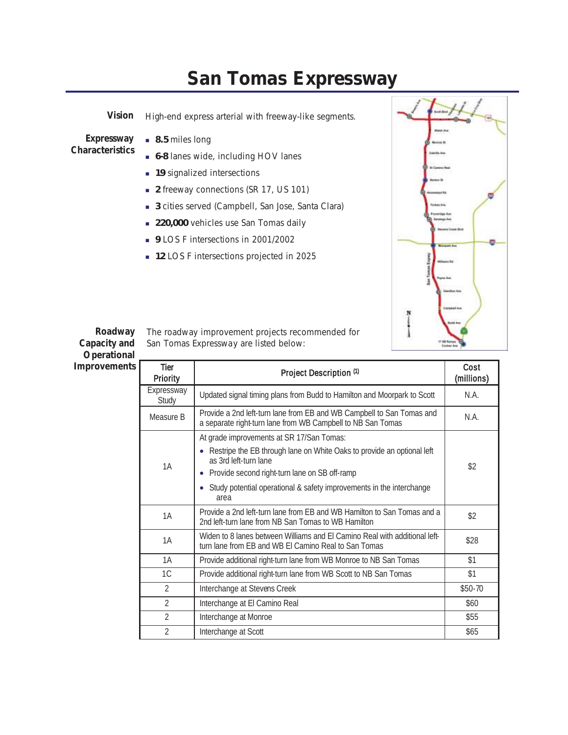# San Tomas Expressway

**Vision**

High-end express arterial with freeway-like segments.

**Expressway Characteristics**

- **8.5** miles long
- **6-8** lanes wide, including HOV lanes
- **19** signalized intersections
- **2** freeway connections (SR 17, US 101)
- **3** cities served (Campbell, San Jose, Santa Clara)
- **220,000** vehicles use San Tomas daily
- **9** LOS F intersections in 2001/2002
- **12** LOS F intersections projected in 2025

**Roadway Capacity and Operational Improvements**

The roadway improvement projects recommended for San Tomas Expressway are listed below:

| Tier Priority | Project Description (1) | Cost (millions) |
|---|---|---|
| Expressway Study | Updated signal timing plans from Budd to Hamilton and Moorpark to Scott | N.A. |
| Measure B | Provide a 2nd left-turn lane from EB and WB Campbell to San Tomas and a separate right-turn lane from WB Campbell to NB San Tomas | N.A. |
| 1A | At grade improvements at SR 17/San Tomas: • Restripe the EB through lane on White Oaks to provide an optional left as 3rd left-turn lane • Provide second right-turn lane on SB off-ramp • Study potential operational & safety improvements in the interchange area | $2 |
| 1A | Provide a 2nd left-turn lane from EB and WB Hamilton to San Tomas and a 2nd left-turn lane from NB San Tomas to WB Hamilton | $2 |
| 1A | Widen to 8 lanes between Williams and El Camino Real with additional left-turn lane from EB and WB El Camino Real to San Tomas | $28 |
| 1A | Provide additional right-turn lane from WB Monroe to NB San Tomas | $1 |
| 1C | Provide additional right-turn lane from WB Scott to NB San Tomas | $1 |
| 2 | Interchange at Stevens Creek | $50-70 |
| 2 | Interchange at El Camino Real | $60 |
| 2 | Interchange at Monroe | $55 |
| 2 | Interchange at Scott | $65 |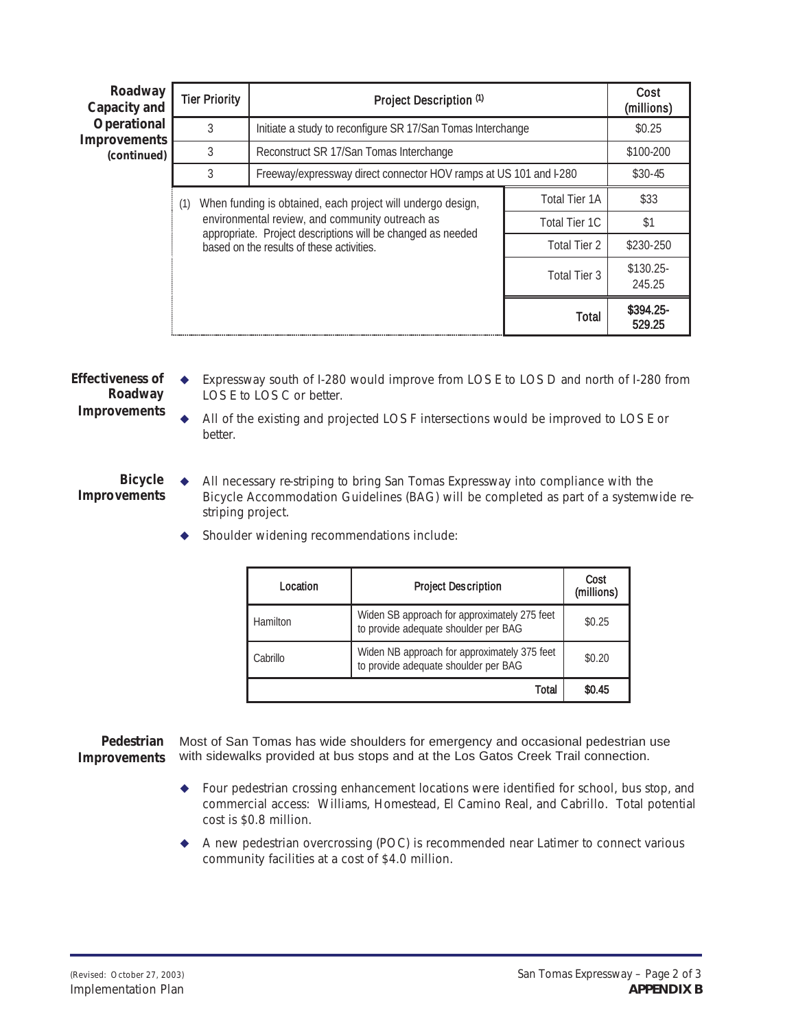**Roadway Capacity and Operational Improvements (continued)**

| Tier Priority | Project Description [1] | | Cost (millions) |
|---|---|---|---|
| 3 | Initiate a study to reconfigure SR 17/San Tomas Interchange | | $0.25 |
| 3 | Reconstruct SR 17/San Tomas Interchange | | $100-200 |
| 3 | Freeway/expressway direct connector HOV ramps at US 101 and I-280 | | $30-45 |
| (1) When funding is obtained, each project will undergo design, environmental review, and community outreach as appropriate. Project descriptions will be changed as needed based on the results of these activities. | | Total Tier 1A | $33 |
| | | Total Tier 1C | $1 |
| | | Total Tier 2 | $230-250 |
| | | Total Tier 3 | $130.25-245.25 |
| | | **Total** | **$394.25-529.25** |

**Effectiveness of Roadway Improvements**

- Expressway south of I-280 would improve from LOS E to LOS D and north of I-280 from LOS E to LOS C or better.
- All of the existing and projected LOS F intersections would be improved to LOS E or better.

**Bicycle Improvements**

- All necessary re-striping to bring San Tomas Expressway into compliance with the Bicycle Accommodation Guidelines (BAG) will be completed as part of a systemwide re-striping project.
- Shoulder widening recommendations include:

| Location | Project Description | Cost (millions) |
|---|---|---|
| Hamilton | Widen SB approach for approximately 275 feet to provide adequate shoulder per BAG | $0.25 |
| Cabrillo | Widen NB approach for approximately 375 feet to provide adequate shoulder per BAG | $0.20 |
| | **Total** | **$0.45** |

**Pedestrian Improvements**

Most of San Tomas has wide shoulders for emergency and occasional pedestrian use with sidewalks provided at bus stops and at the Los Gatos Creek Trail connection.

- Four pedestrian crossing enhancement locations were identified for school, bus stop, and commercial access: Williams, Homestead, El Camino Real, and Cabrillo. Total potential cost is $0.8 million.
- A new pedestrian overcrossing (POC) is recommended near Latimer to connect various community facilities at a cost of $4.0 million.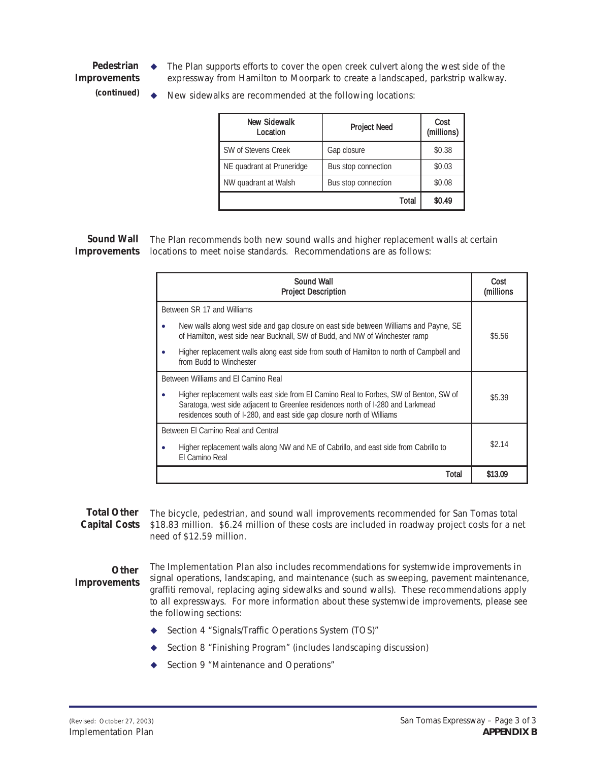**Pedestrian Improvements (continued)**

- The Plan supports efforts to cover the open creek culvert along the west side of the expressway from Hamilton to Moorpark to create a landscaped, parkstrip walkway.
- New sidewalks are recommended at the following locations:

| New Sidewalk Location | Project Need | Cost (millions) |
|---|---|---|
| SW of Stevens Creek | Gap closure | \$0.38 |
| NE quadrant at Pruneridge | Bus stop connection | \$0.03 |
| NW quadrant at Walsh | Bus stop connection | \$0.08 |
| | Total | \$0.49 |

**Sound Wall Improvements**

The Plan recommends both new sound walls and higher replacement walls at certain locations to meet noise standards. Recommendations are as follows:

| Sound Wall Project Description | Cost (millions |
|---|---|
| Between SR 17 and Williams<br>• New walls along west side and gap closure on east side between Williams and Payne, SE of Hamilton, west side near Bucknall, SW of Budd, and NW of Winchester ramp<br>• Higher replacement walls along east side from south of Hamilton to north of Campbell and from Budd to Winchester | \$5.56 |
| Between Williams and El Camino Real<br>• Higher replacement walls east side from El Camino Real to Forbes, SW of Benton, SW of Saratoga, west side adjacent to Greenlee residences north of I-280 and Larkmead residences south of I-280, and east side gap closure north of Williams | \$5.39 |
| Between El Camino Real and Central<br>• Higher replacement walls along NW and NE of Cabrillo, and east side from Cabrillo to El Camino Real | \$2.14 |
| Total | \$13.09 |

**Total Other Capital Costs**

The bicycle, pedestrian, and sound wall improvements recommended for San Tomas total \$18.83 million. \$6.24 million of these costs are included in roadway project costs for a net need of \$12.59 million.

**Other Improvements**

The Implementation Plan also includes recommendations for systemwide improvements in signal operations, landscaping, and maintenance (such as sweeping, pavement maintenance, graffiti removal, replacing aging sidewalks and sound walls). These recommendations apply to all expressways. For more information about these systemwide improvements, please see the following sections:

- Section 4 "Signals/Traffic Operations System (TOS)"
- Section 8 "Finishing Program" (includes landscaping discussion)
- Section 9 "Maintenance and Operations"